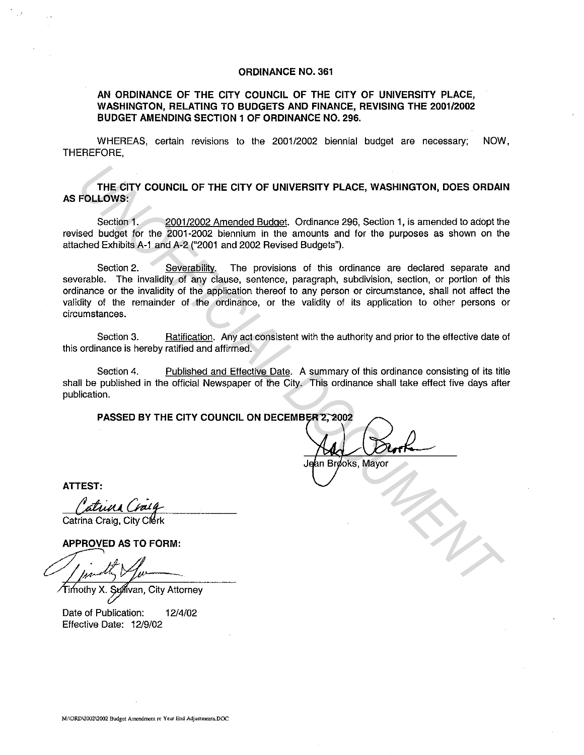# ORDINANCE NO. 361

**AN ORDINANCE OF THE CITY COUNCIL OF THE CITY OF UNIVERSITY PLACE, WASHINGTON, RELATING TO BUDGETS AND FINANCE, REVISING THE 2001/2002 BUDGET AMENDING SECTION 1 OF ORDINANCE NO. 296.**

WHEREAS, certain revisions to the 2001/2002 biennial budget are necessary; NOW, THEREFORE,

**THE CITY COUNCIL OF THE CITY OF UNIVERSITY PLACE, WASHINGTON, DOES ORDAIN AS FOLLOWS:**

Section 1. 2001/2002 Amended Budget. Ordinance 296, Section 1, is amended to adopt the revised budget for the 2001-2002 biennium in the amounts and for the purposes as shown on the attached Exhibits A-1 and A-2 ("2001 and 2002 Revised Budgets").

Section 2. Severability. The provisions of this ordinance are declared separate and severable. The invalidity of any clause, sentence, paragraph, subdivision, section, or portion of this ordinance or the invalidity of the application thereof to any person or circumstance, shall not affect the validity of the remainder of the ordinance, or the validity of its application to other persons or circumstances.

Section 3. Ratification. Any act consistent with the authority and prior to the effective date of this ordinance is hereby ratified and affirmed.

Section 4. Published and Effective Date. A summary of this ordinance consisting of its title shall be published in the official Newspaper of the City. This ordinance shall take effect five days after publication.

**PASSED BY THE CITY COUNCIL ON DECEMBER 2, 2002**

Jean Brooks, Mayor

**ATTEST:**

Catrina Craig, City Clerk

**APPROVED AS TO FORM:**

Timothy X. Sullivan, City Attorney

Date of Publication: 12/4/02
Effective Date: 12/9/02

M:\ORD\2002\2002 Budget Amendment re Year End Adjustments.DOC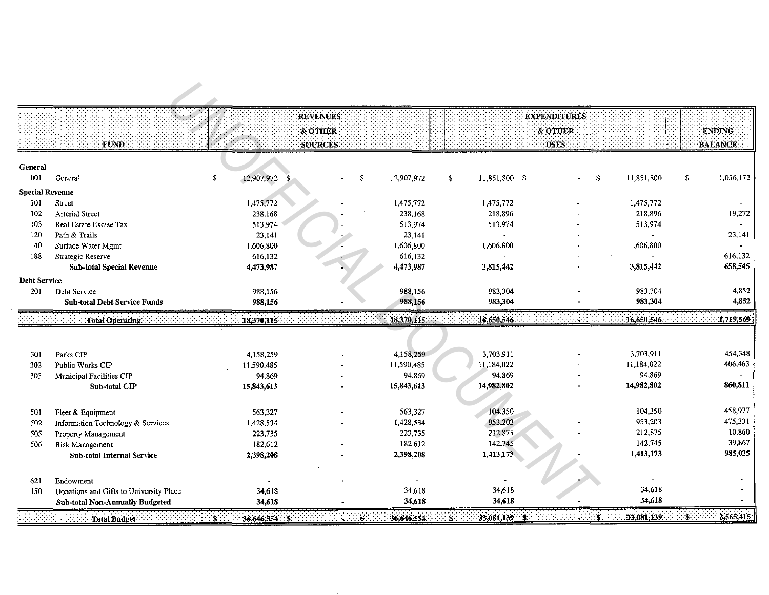| | FUND | REVENUES & OTHER SOURCES | | | EXPENDITURES & OTHER USES | | | ENDING BALANCE |
|---|---|---|---|---|---|---|---|---|
| **General** | | | | | | | | |
| 001 | General | $ 12,907,972 | $ - | $ 12,907,972 | $ 11,851,800 | $ - | $ 11,851,800 | $ 1,056,172 |
| **Special Revenue** | | | | | | | | |
| 101 | Street | 1,475,772 | - | 1,475,772 | 1,475,772 | - | 1,475,772 | - |
| 102 | Arterial Street | 238,168 | - | 238,168 | 218,896 | - | 218,896 | 19,272 |
| 103 | Real Estate Excise Tax | 513,974 | - | 513,974 | 513,974 | - | 513,974 | - |
| 120 | Path & Trails | 23,141 | - | 23,141 | - | - | - | 23,141 |
| 140 | Surface Water Mgmt | 1,606,800 | - | 1,606,800 | 1,606,800 | - | 1,606,800 | - |
| 188 | Strategic Reserve | 616,132 | - | 616,132 | - | - | - | 616,132 |
| | **Sub-total Special Revenue** | **4,473,987** | **-** | **4,473,987** | **3,815,442** | **-** | **3,815,442** | **658,545** |
| **Debt Service** | | | | | | | | |
| 201 | Debt Service | 988,156 | - | 988,156 | 983,304 | - | 983,304 | 4,852 |
| | **Sub-total Debt Service Funds** | **988,156** | **-** | **988,156** | **983,304** | **-** | **983,304** | **4,852** |
| | **Total Operating** | **18,370,115** | **-** | **18,370,115** | **16,650,546** | **-** | **16,650,546** | **1,719,569** |
| 301 | Parks CIP | 4,158,259 | - | 4,158,259 | 3,703,911 | - | 3,703,911 | 454,348 |
| 302 | Public Works CIP | 11,590,485 | - | 11,590,485 | 11,184,022 | - | 11,184,022 | 406,463 |
| 303 | Municipal Facilities CIP | 94,869 | - | 94,869 | 94,869 | - | 94,869 | - |
| | **Sub-total CIP** | **15,843,613** | **-** | **15,843,613** | **14,982,802** | **-** | **14,982,802** | **860,811** |
| 501 | Fleet & Equipment | 563,327 | - | 563,327 | 104,350 | - | 104,350 | 458,977 |
| 502 | Information Technology & Services | 1,428,534 | - | 1,428,534 | 953,203 | - | 953,203 | 475,331 |
| 505 | Property Management | 223,735 | - | 223,735 | 212,875 | - | 212,875 | 10,860 |
| 506 | Risk Management | 182,612 | - | 182,612 | 142,745 | - | 142,745 | 39,867 |
| | **Sub-total Internal Service** | **2,398,208** | **-** | **2,398,208** | **1,413,173** | **-** | **1,413,173** | **985,035** |
| 621 | Endowment | - | - | - | - | - | - | - |
| 150 | Donations and Gifts to University Place | 34,618 | - | 34,618 | 34,618 | - | 34,618 | - |
| | **Sub-total Non-Annually Budgeted** | **34,618** | **-** | **34,618** | **34,618** | **-** | **34,618** | **-** |
| | **Total Budget** | **$ 36,646,554** | **$ -** | **$ 36,646,554** | **$ 33,081,139** | **$ -** | **$ 33,081,139** | **$ 3,565,415** |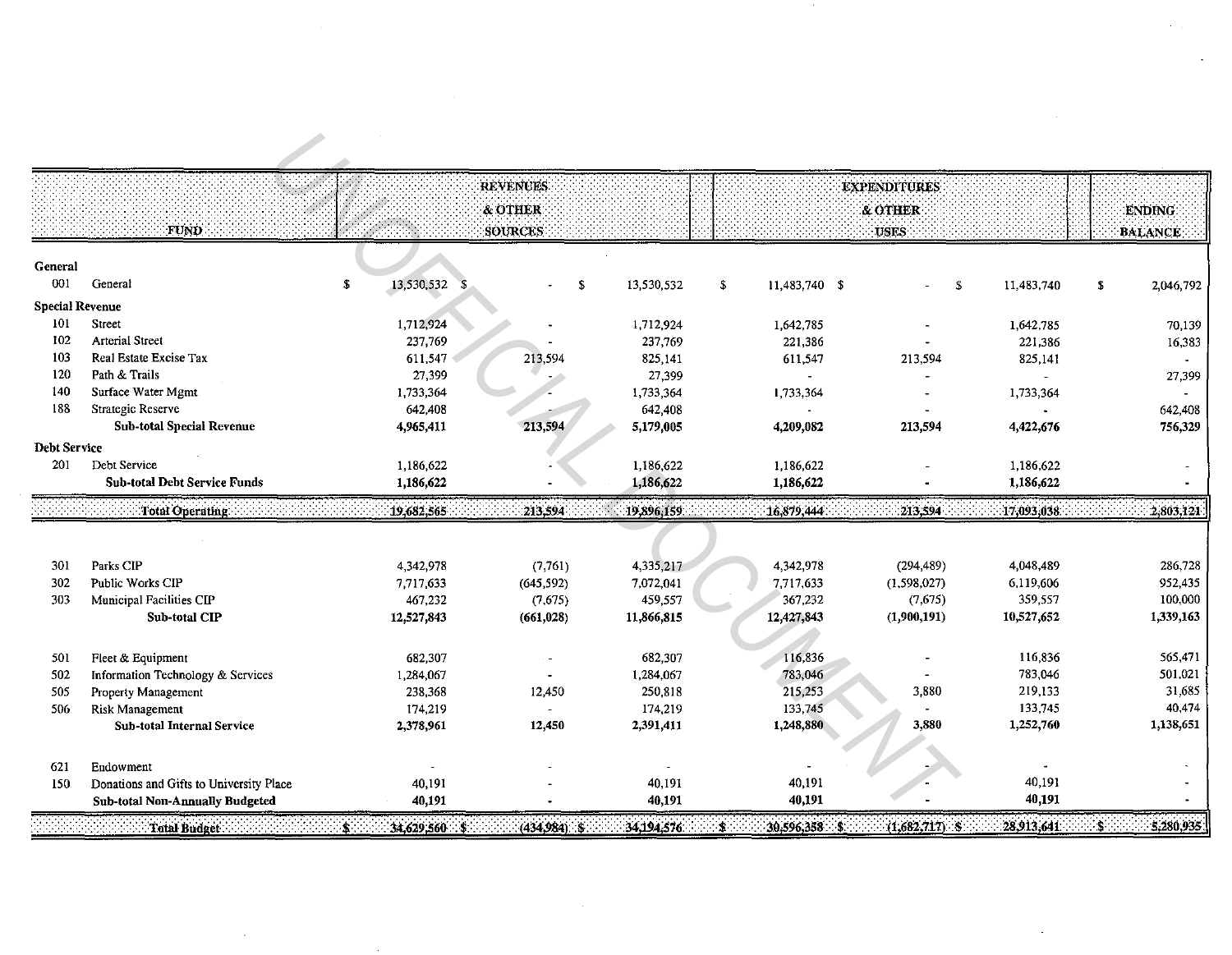| | FUND | REVENUES & OTHER SOURCES | | | EXPENDITURES & OTHER USES | | | ENDING BALANCE |
|---|---|---|---|---|---|---|---|---|
| **General** | | | | | | | | |
| 001 | General | $ 13,530,532 | $ - | $ 13,530,532 | $ 11,483,740 | $ - | $ 11,483,740 | $ 2,046,792 |
| **Special Revenue** | | | | | | | | |
| 101 | Street | 1,712,924 | - | 1,712,924 | 1,642,785 | - | 1,642,785 | 70,139 |
| 102 | Arterial Street | 237,769 | - | 237,769 | 221,386 | - | 221,386 | 16,383 |
| 103 | Real Estate Excise Tax | 611,547 | 213,594 | 825,141 | 611,547 | 213,594 | 825,141 | - |
| 120 | Path & Trails | 27,399 | - | 27,399 | - | - | - | 27,399 |
| 140 | Surface Water Mgmt | 1,733,364 | - | 1,733,364 | 1,733,364 | - | 1,733,364 | - |
| 188 | Strategic Reserve | 642,408 | - | 642,408 | - | - | - | 642,408 |
| | **Sub-total Special Revenue** | **4,965,411** | **213,594** | **5,179,005** | **4,209,082** | **213,594** | **4,422,676** | **756,329** |
| **Debt Service** | | | | | | | | |
| 201 | Debt Service | 1,186,622 | - | 1,186,622 | 1,186,622 | - | 1,186,622 | - |
| | **Sub-total Debt Service Funds** | **1,186,622** | **-** | **1,186,622** | **1,186,622** | **-** | **1,186,622** | **-** |
| | **Total Operating** | **19,682,565** | **213,594** | **19,896,159** | **16,879,444** | **213,594** | **17,093,038** | **2,803,121** |
| 301 | Parks CIP | 4,342,978 | (7,761) | 4,335,217 | 4,342,978 | (294,489) | 4,048,489 | 286,728 |
| 302 | Public Works CIP | 7,717,633 | (645,592) | 7,072,041 | 7,717,633 | (1,598,027) | 6,119,606 | 952,435 |
| 303 | Municipal Facilities CIP | 467,232 | (7,675) | 459,557 | 367,232 | (7,675) | 359,557 | 100,000 |
| | **Sub-total CIP** | **12,527,843** | **(661,028)** | **11,866,815** | **12,427,843** | **(1,900,191)** | **10,527,652** | **1,339,163** |
| 501 | Fleet & Equipment | 682,307 | - | 682,307 | 116,836 | - | 116,836 | 565,471 |
| 502 | Information Technology & Services | 1,284,067 | - | 1,284,067 | 783,046 | - | 783,046 | 501,021 |
| 505 | Property Management | 238,368 | 12,450 | 250,818 | 215,253 | 3,880 | 219,133 | 31,685 |
| 506 | Risk Management | 174,219 | - | 174,219 | 133,745 | - | 133,745 | 40,474 |
| | **Sub-total Internal Service** | **2,378,961** | **12,450** | **2,391,411** | **1,248,880** | **3,880** | **1,252,760** | **1,138,651** |
| 621 | Endowment | - | - | - | - | - | - | - |
| 150 | Donations and Gifts to University Place | 40,191 | - | 40,191 | 40,191 | - | 40,191 | - |
| | **Sub-total Non-Annually Budgeted** | **40,191** | **-** | **40,191** | **40,191** | **-** | **40,191** | **-** |
| | **Total Budget** | **$ 34,629,560** | **$ (434,984)** | **$ 34,194,576** | **$ 30,596,358** | **$ (1,682,717)** | **$ 28,913,641** | **$ 5,280,935** |